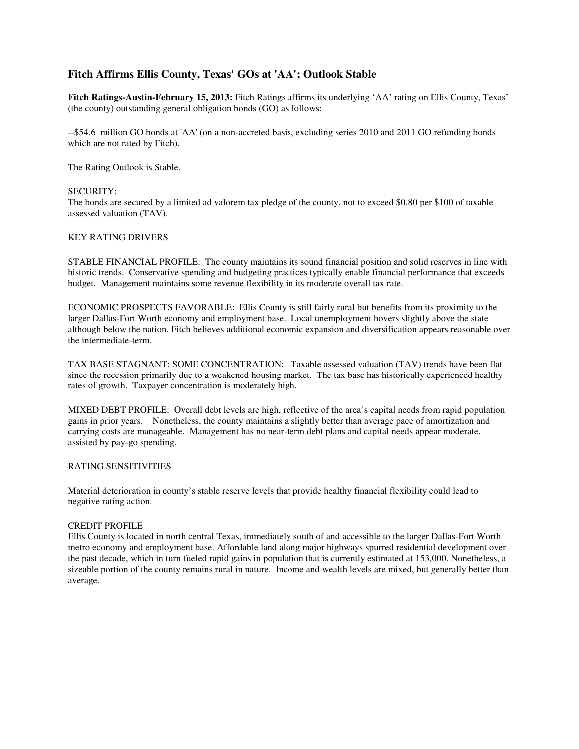# Fitch Affirms Ellis County, Texas' GOs at 'AA'; Outlook Stable

**Fitch Ratings-Austin-February 15, 2013:** Fitch Ratings affirms its underlying 'AA' rating on Ellis County, Texas' (the county) outstanding general obligation bonds (GO) as follows:

--$54.6 million GO bonds at 'AA' (on a non-accreted basis, excluding series 2010 and 2011 GO refunding bonds which are not rated by Fitch).

The Rating Outlook is Stable.

SECURITY:
The bonds are secured by a limited ad valorem tax pledge of the county, not to exceed $0.80 per $100 of taxable assessed valuation (TAV).

KEY RATING DRIVERS

STABLE FINANCIAL PROFILE: The county maintains its sound financial position and solid reserves in line with historic trends. Conservative spending and budgeting practices typically enable financial performance that exceeds budget. Management maintains some revenue flexibility in its moderate overall tax rate.

ECONOMIC PROSPECTS FAVORABLE: Ellis County is still fairly rural but benefits from its proximity to the larger Dallas-Fort Worth economy and employment base. Local unemployment hovers slightly above the state although below the nation. Fitch believes additional economic expansion and diversification appears reasonable over the intermediate-term.

TAX BASE STAGNANT: SOME CONCENTRATION: Taxable assessed valuation (TAV) trends have been flat since the recession primarily due to a weakened housing market. The tax base has historically experienced healthy rates of growth. Taxpayer concentration is moderately high.

MIXED DEBT PROFILE: Overall debt levels are high, reflective of the area's capital needs from rapid population gains in prior years. Nonetheless, the county maintains a slightly better than average pace of amortization and carrying costs are manageable. Management has no near-term debt plans and capital needs appear moderate, assisted by pay-go spending.

RATING SENSITIVITIES

Material deterioration in county's stable reserve levels that provide healthy financial flexibility could lead to negative rating action.

CREDIT PROFILE
Ellis County is located in north central Texas, immediately south of and accessible to the larger Dallas-Fort Worth metro economy and employment base. Affordable land along major highways spurred residential development over the past decade, which in turn fueled rapid gains in population that is currently estimated at 153,000. Nonetheless, a sizeable portion of the county remains rural in nature. Income and wealth levels are mixed, but generally better than average.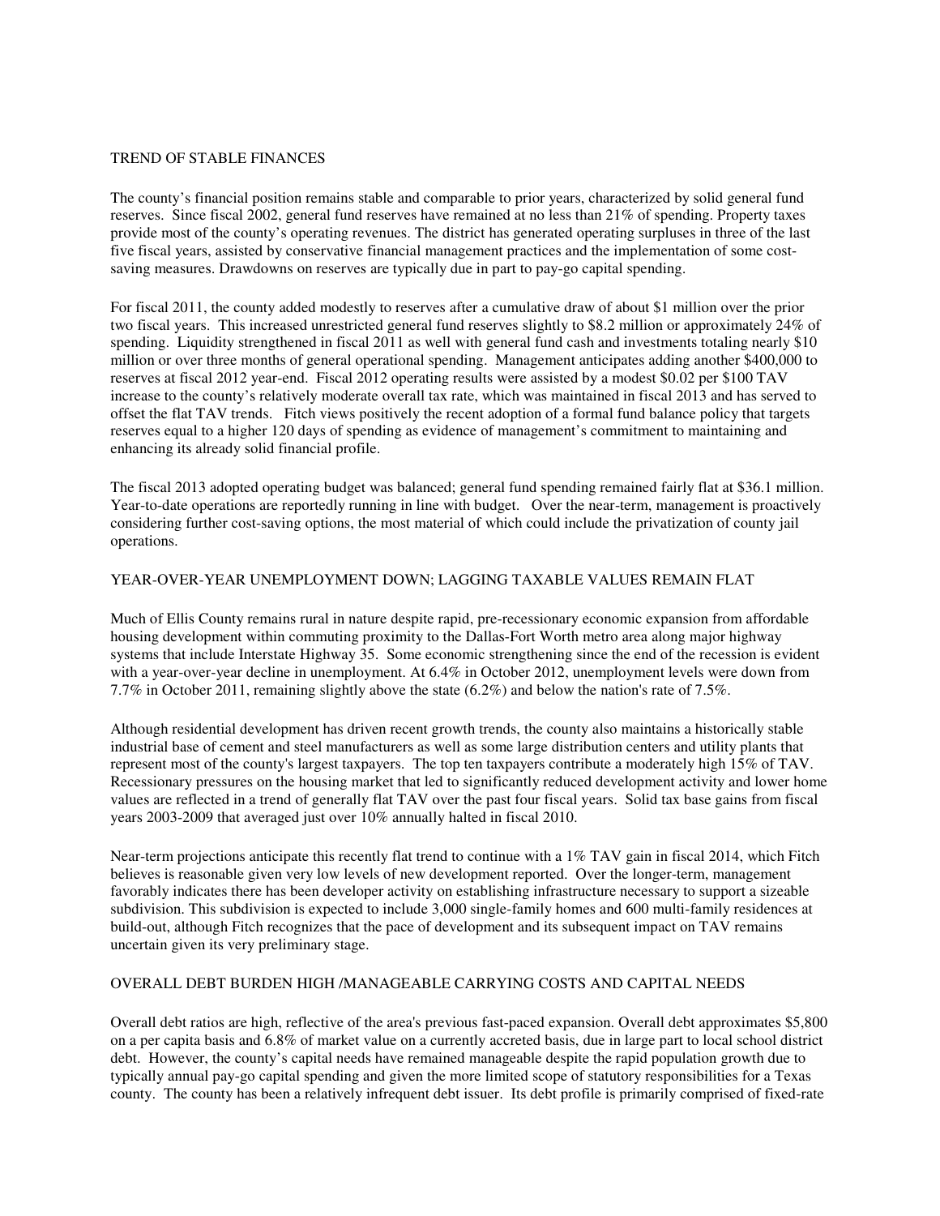## TREND OF STABLE FINANCES

The county's financial position remains stable and comparable to prior years, characterized by solid general fund reserves. Since fiscal 2002, general fund reserves have remained at no less than 21% of spending. Property taxes provide most of the county's operating revenues. The district has generated operating surpluses in three of the last five fiscal years, assisted by conservative financial management practices and the implementation of some cost-saving measures. Drawdowns on reserves are typically due in part to pay-go capital spending.

For fiscal 2011, the county added modestly to reserves after a cumulative draw of about $1 million over the prior two fiscal years. This increased unrestricted general fund reserves slightly to $8.2 million or approximately 24% of spending. Liquidity strengthened in fiscal 2011 as well with general fund cash and investments totaling nearly $10 million or over three months of general operational spending. Management anticipates adding another $400,000 to reserves at fiscal 2012 year-end. Fiscal 2012 operating results were assisted by a modest $0.02 per $100 TAV increase to the county's relatively moderate overall tax rate, which was maintained in fiscal 2013 and has served to offset the flat TAV trends. Fitch views positively the recent adoption of a formal fund balance policy that targets reserves equal to a higher 120 days of spending as evidence of management's commitment to maintaining and enhancing its already solid financial profile.

The fiscal 2013 adopted operating budget was balanced; general fund spending remained fairly flat at $36.1 million. Year-to-date operations are reportedly running in line with budget. Over the near-term, management is proactively considering further cost-saving options, the most material of which could include the privatization of county jail operations.

## YEAR-OVER-YEAR UNEMPLOYMENT DOWN; LAGGING TAXABLE VALUES REMAIN FLAT

Much of Ellis County remains rural in nature despite rapid, pre-recessionary economic expansion from affordable housing development within commuting proximity to the Dallas-Fort Worth metro area along major highway systems that include Interstate Highway 35. Some economic strengthening since the end of the recession is evident with a year-over-year decline in unemployment. At 6.4% in October 2012, unemployment levels were down from 7.7% in October 2011, remaining slightly above the state (6.2%) and below the nation's rate of 7.5%.

Although residential development has driven recent growth trends, the county also maintains a historically stable industrial base of cement and steel manufacturers as well as some large distribution centers and utility plants that represent most of the county's largest taxpayers. The top ten taxpayers contribute a moderately high 15% of TAV. Recessionary pressures on the housing market that led to significantly reduced development activity and lower home values are reflected in a trend of generally flat TAV over the past four fiscal years. Solid tax base gains from fiscal years 2003-2009 that averaged just over 10% annually halted in fiscal 2010.

Near-term projections anticipate this recently flat trend to continue with a 1% TAV gain in fiscal 2014, which Fitch believes is reasonable given very low levels of new development reported. Over the longer-term, management favorably indicates there has been developer activity on establishing infrastructure necessary to support a sizeable subdivision. This subdivision is expected to include 3,000 single-family homes and 600 multi-family residences at build-out, although Fitch recognizes that the pace of development and its subsequent impact on TAV remains uncertain given its very preliminary stage.

## OVERALL DEBT BURDEN HIGH /MANAGEABLE CARRYING COSTS AND CAPITAL NEEDS

Overall debt ratios are high, reflective of the area's previous fast-paced expansion. Overall debt approximates $5,800 on a per capita basis and 6.8% of market value on a currently accreted basis, due in large part to local school district debt. However, the county's capital needs have remained manageable despite the rapid population growth due to typically annual pay-go capital spending and given the more limited scope of statutory responsibilities for a Texas county. The county has been a relatively infrequent debt issuer. Its debt profile is primarily comprised of fixed-rate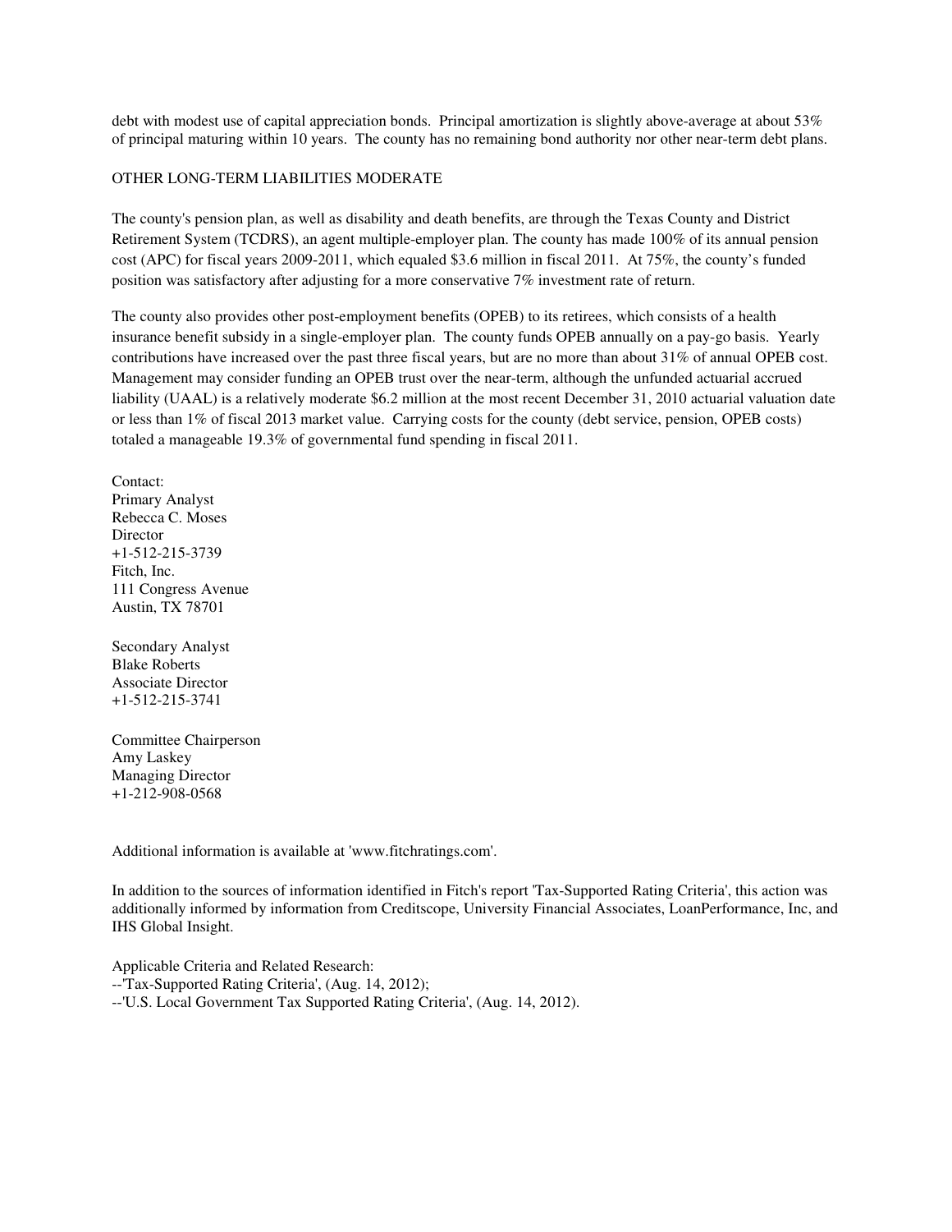debt with modest use of capital appreciation bonds. Principal amortization is slightly above-average at about 53% of principal maturing within 10 years. The county has no remaining bond authority nor other near-term debt plans.

OTHER LONG-TERM LIABILITIES MODERATE

The county's pension plan, as well as disability and death benefits, are through the Texas County and District Retirement System (TCDRS), an agent multiple-employer plan. The county has made 100% of its annual pension cost (APC) for fiscal years 2009-2011, which equaled $3.6 million in fiscal 2011. At 75%, the county's funded position was satisfactory after adjusting for a more conservative 7% investment rate of return.

The county also provides other post-employment benefits (OPEB) to its retirees, which consists of a health insurance benefit subsidy in a single-employer plan. The county funds OPEB annually on a pay-go basis. Yearly contributions have increased over the past three fiscal years, but are no more than about 31% of annual OPEB cost. Management may consider funding an OPEB trust over the near-term, although the unfunded actuarial accrued liability (UAAL) is a relatively moderate $6.2 million at the most recent December 31, 2010 actuarial valuation date or less than 1% of fiscal 2013 market value. Carrying costs for the county (debt service, pension, OPEB costs) totaled a manageable 19.3% of governmental fund spending in fiscal 2011.

Contact:
Primary Analyst
Rebecca C. Moses
Director
+1-512-215-3739
Fitch, Inc.
111 Congress Avenue
Austin, TX 78701

Secondary Analyst
Blake Roberts
Associate Director
+1-512-215-3741

Committee Chairperson
Amy Laskey
Managing Director
+1-212-908-0568

Additional information is available at 'www.fitchratings.com'.

In addition to the sources of information identified in Fitch's report 'Tax-Supported Rating Criteria', this action was additionally informed by information from Creditscope, University Financial Associates, LoanPerformance, Inc, and IHS Global Insight.

Applicable Criteria and Related Research:
--'Tax-Supported Rating Criteria', (Aug. 14, 2012);
--'U.S. Local Government Tax Supported Rating Criteria', (Aug. 14, 2012).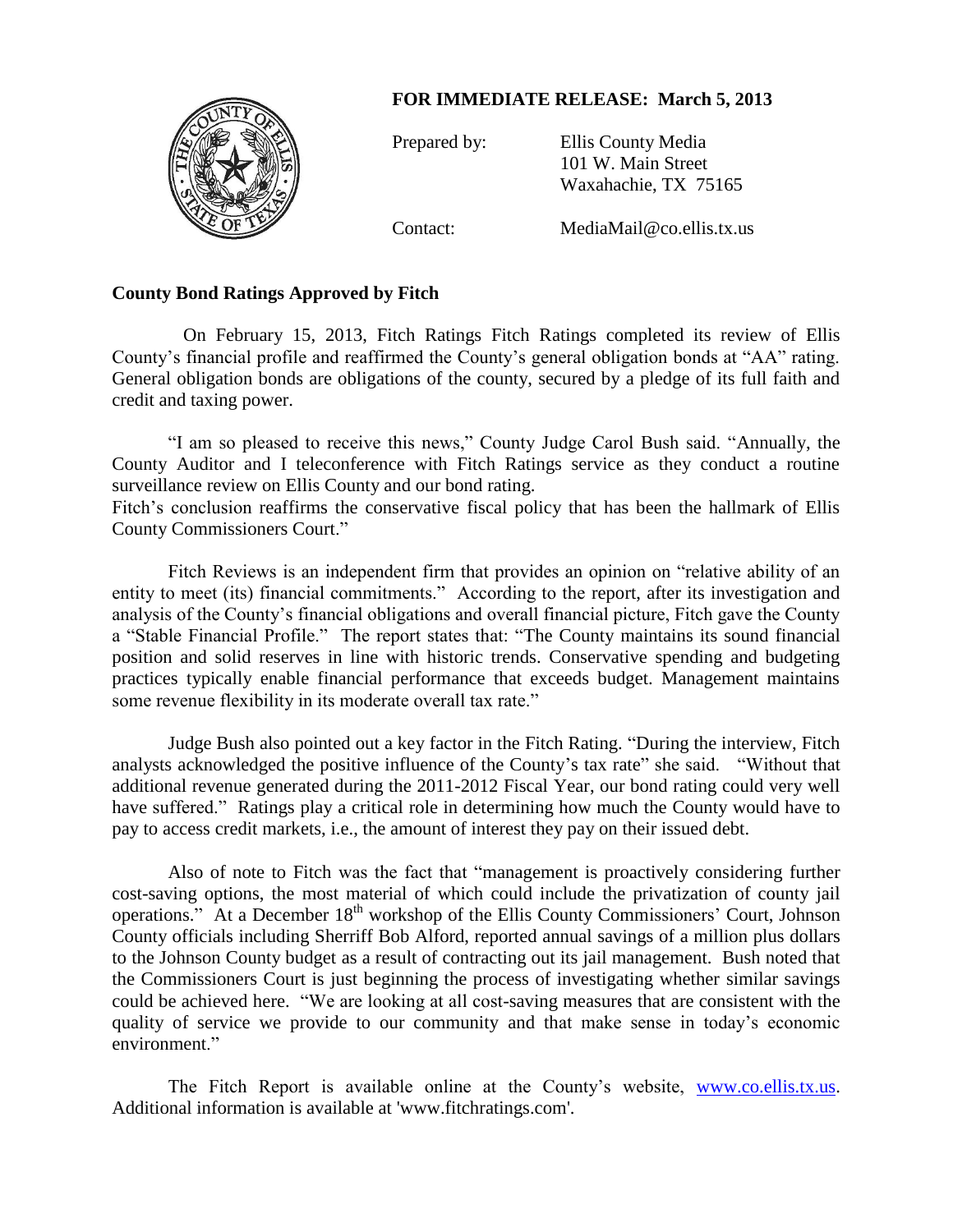**FOR IMMEDIATE RELEASE: March 5, 2013**

Prepared by: Ellis County Media
101 W. Main Street
Waxahachie, TX 75165

Contact: MediaMail@co.ellis.tx.us

## County Bond Ratings Approved by Fitch

On February 15, 2013, Fitch Ratings Fitch Ratings completed its review of Ellis County's financial profile and reaffirmed the County's general obligation bonds at "AA" rating. General obligation bonds are obligations of the county, secured by a pledge of its full faith and credit and taxing power.

"I am so pleased to receive this news," County Judge Carol Bush said. "Annually, the County Auditor and I teleconference with Fitch Ratings service as they conduct a routine surveillance review on Ellis County and our bond rating.
Fitch's conclusion reaffirms the conservative fiscal policy that has been the hallmark of Ellis County Commissioners Court."

Fitch Reviews is an independent firm that provides an opinion on "relative ability of an entity to meet (its) financial commitments." According to the report, after its investigation and analysis of the County's financial obligations and overall financial picture, Fitch gave the County a "Stable Financial Profile." The report states that: "The County maintains its sound financial position and solid reserves in line with historic trends. Conservative spending and budgeting practices typically enable financial performance that exceeds budget. Management maintains some revenue flexibility in its moderate overall tax rate."

Judge Bush also pointed out a key factor in the Fitch Rating. "During the interview, Fitch analysts acknowledged the positive influence of the County's tax rate" she said. "Without that additional revenue generated during the 2011-2012 Fiscal Year, our bond rating could very well have suffered." Ratings play a critical role in determining how much the County would have to pay to access credit markets, i.e., the amount of interest they pay on their issued debt.

Also of note to Fitch was the fact that "management is proactively considering further cost-saving options, the most material of which could include the privatization of county jail operations." At a December 18th workshop of the Ellis County Commissioners' Court, Johnson County officials including Sherriff Bob Alford, reported annual savings of a million plus dollars to the Johnson County budget as a result of contracting out its jail management. Bush noted that the Commissioners Court is just beginning the process of investigating whether similar savings could be achieved here. "We are looking at all cost-saving measures that are consistent with the quality of service we provide to our community and that make sense in today's economic environment."

The Fitch Report is available online at the County's website, www.co.ellis.tx.us. Additional information is available at 'www.fitchratings.com'.